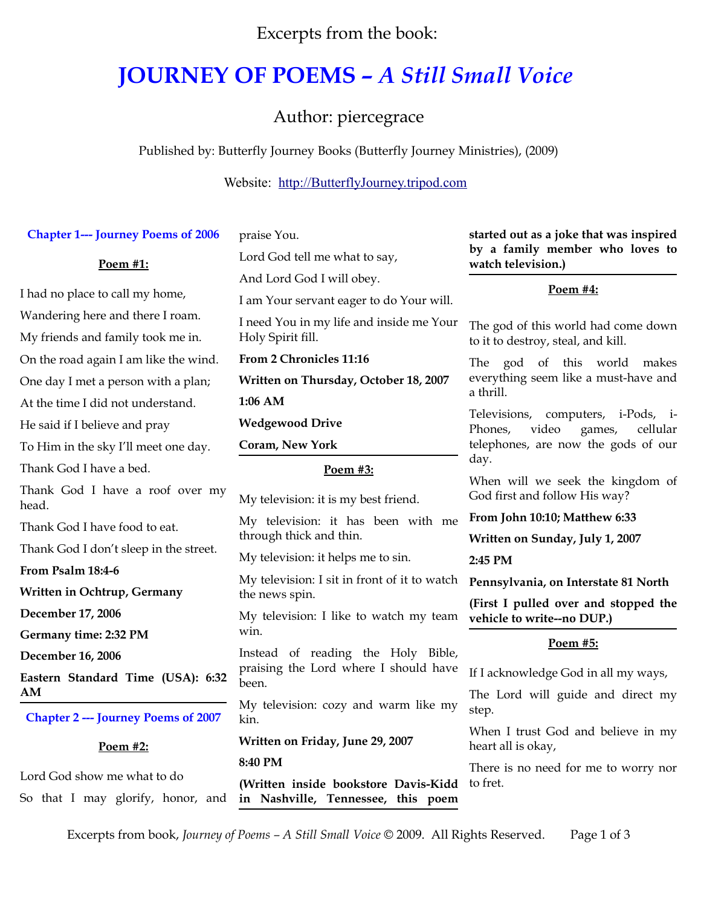Excerpts from the book:

# JOURNEY OF POEMS – *A Still Small Voice*

Author: piercegrace

Published by: Butterfly Journey Books (Butterfly Journey Ministries), (2009)

Website: http://ButterflyJourney.tripod.com

## Chapter 1--- Journey Poems of 2006

### Poem #1:

I had no place to call my home,

Wandering here and there I roam.

My friends and family took me in.

On the road again I am like the wind.

One day I met a person with a plan;

At the time I did not understand.

He said if I believe and pray

To Him in the sky I'll meet one day.

Thank God I have a bed.

Thank God I have a roof over my head.

Thank God I have food to eat.

Thank God I don't sleep in the street.

**From Psalm 18:4-6**

**Written in Ochtrup, Germany**

**December 17, 2006**

**Germany time: 2:32 PM**

**December 16, 2006**

**Eastern Standard Time (USA): 6:32 AM**

## Chapter 2 --- Journey Poems of 2007

### Poem #2:

Lord God show me what to do

So that I may glorify, honor, and praise You.

Lord God tell me what to say,

And Lord God I will obey.

I am Your servant eager to do Your will.

I need You in my life and inside me Your Holy Spirit fill.

**From 2 Chronicles 11:16**

**Written on Thursday, October 18, 2007**

**1:06 AM**

**Wedgewood Drive**

**Coram, New York**

### Poem #3:

My television: it is my best friend.

My television: it has been with me through thick and thin.

My television: it helps me to sin.

My television: I sit in front of it to watch the news spin.

My television: I like to watch my team win.

Instead of reading the Holy Bible, praising the Lord where I should have been.

My television: cozy and warm like my kin.

**Written on Friday, June 29, 2007**

**8:40 PM**

**(Written inside bookstore Davis-Kidd in Nashville, Tennessee, this poem started out as a joke that was inspired by a family member who loves to watch television.)**

### Poem #4:

The god of this world had come down to it to destroy, steal, and kill.

The god of this world makes everything seem like a must-have and a thrill.

Televisions, computers, i-Pods, i-Phones, video games, cellular telephones, are now the gods of our day.

When will we seek the kingdom of God first and follow His way?

**From John 10:10; Matthew 6:33**

**Written on Sunday, July 1, 2007**

**2:45 PM**

**Pennsylvania, on Interstate 81 North**

**(First I pulled over and stopped the vehicle to write--no DUP.)**

### Poem #5:

If I acknowledge God in all my ways,

The Lord will guide and direct my step.

When I trust God and believe in my heart all is okay,

There is no need for me to worry nor to fret.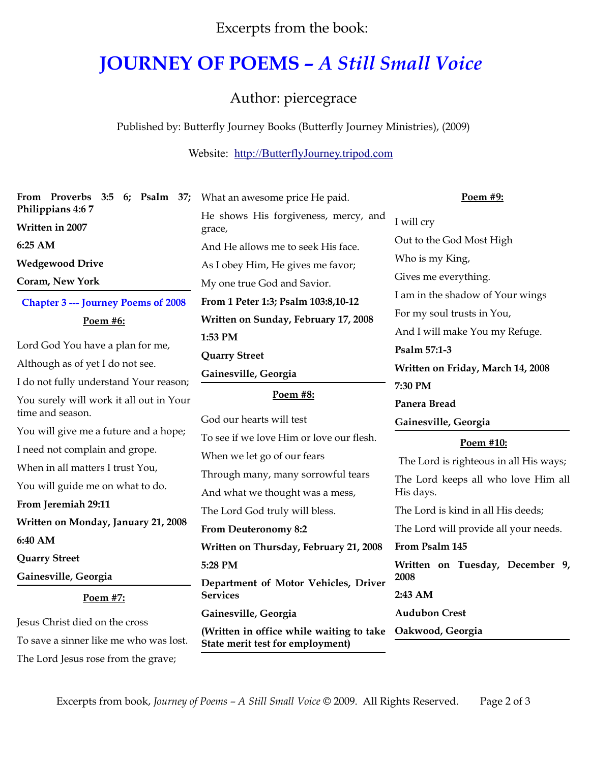Excerpts from the book:

# JOURNEY OF POEMS – *A Still Small Voice*

Author: piercegrace

Published by: Butterfly Journey Books (Butterfly Journey Ministries), (2009)

Website: http://ButterflyJourney.tripod.com

**From Proverbs 3:5 6; Psalm 37; Philippians 4:6 7**

**Written in 2007**

**6:25 AM**

**Wedgewood Drive**

**Coram, New York**

---

## Chapter 3 --- Journey Poems of 2008

### Poem #6:

Lord God You have a plan for me,

Although as of yet I do not see.

I do not fully understand Your reason;

You surely will work it all out in Your time and season.

You will give me a future and a hope;

I need not complain and grope.

When in all matters I trust You,

You will guide me on what to do.

**From Jeremiah 29:11**

**Written on Monday, January 21, 2008**

**6:40 AM**

**Quarry Street**

**Gainesville, Georgia**

---

### Poem #7:

Jesus Christ died on the cross

To save a sinner like me who was lost.

The Lord Jesus rose from the grave;

What an awesome price He paid.

He shows His forgiveness, mercy, and grace,

And He allows me to seek His face.

As I obey Him, He gives me favor;

My one true God and Savior.

**From 1 Peter 1:3; Psalm 103:8,10-12**

**Written on Sunday, February 17, 2008**

**1:53 PM**

**Quarry Street**

**Gainesville, Georgia**

---

### Poem #8:

God our hearts will test

To see if we love Him or love our flesh.

When we let go of our fears

Through many, many sorrowful tears

And what we thought was a mess,

The Lord God truly will bless.

**From Deuteronomy 8:2**

**Written on Thursday, February 21, 2008**

**5:28 PM**

**Department of Motor Vehicles, Driver Services**

**Gainesville, Georgia**

**(Written in office while waiting to take State merit test for employment)**

---

### Poem #9:

I will cry

Out to the God Most High

Who is my King,

Gives me everything.

I am in the shadow of Your wings

For my soul trusts in You,

And I will make You my Refuge.

**Psalm 57:1-3**

**Written on Friday, March 14, 2008**

**7:30 PM**

**Panera Bread**

**Gainesville, Georgia**

---

### Poem #10:

The Lord is righteous in all His ways;

The Lord keeps all who love Him all His days.

The Lord is kind in all His deeds;

The Lord will provide all your needs.

**From Psalm 145**

**Written on Tuesday, December 9, 2008**

**2:43 AM**

**Audubon Crest**

**Oakwood, Georgia**

---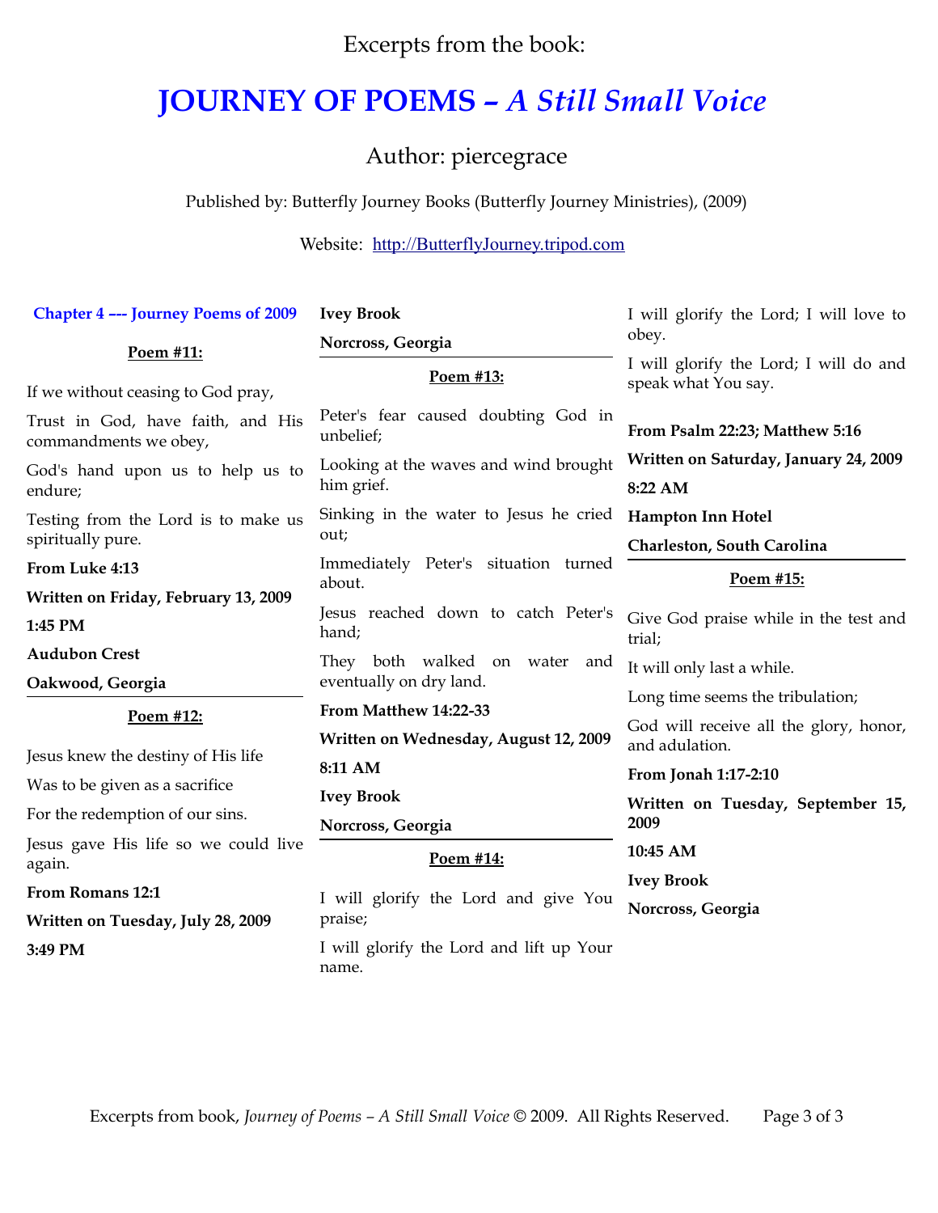Excerpts from the book:

# JOURNEY OF POEMS – *A Still Small Voice*

Author: piercegrace

Published by: Butterfly Journey Books (Butterfly Journey Ministries), (2009)

Website: http://ButterflyJourney.tripod.com

## Chapter 4 --- Journey Poems of 2009

**Poem #11:**

If we without ceasing to God pray,

Trust in God, have faith, and His commandments we obey,

God's hand upon us to help us to endure;

Testing from the Lord is to make us spiritually pure.

**From Luke 4:13**

**Written on Friday, February 13, 2009**

**1:45 PM**

**Audubon Crest**

**Oakwood, Georgia**

---

**Poem #12:**

Jesus knew the destiny of His life

Was to be given as a sacrifice

For the redemption of our sins.

Jesus gave His life so we could live again.

**From Romans 12:1**

**Written on Tuesday, July 28, 2009**

**3:49 PM**

**Ivey Brook**

**Norcross, Georgia**

---

**Poem #13:**

Peter's fear caused doubting God in unbelief;

Looking at the waves and wind brought him grief.

Sinking in the water to Jesus he cried out;

Immediately Peter's situation turned about.

Jesus reached down to catch Peter's hand;

They both walked on water and eventually on dry land.

**From Matthew 14:22-33**

**Written on Wednesday, August 12, 2009**

**8:11 AM**

**Ivey Brook**

**Norcross, Georgia**

---

**Poem #14:**

I will glorify the Lord and give You praise;

I will glorify the Lord and lift up Your name.

I will glorify the Lord; I will love to obey.

I will glorify the Lord; I will do and speak what You say.

**From Psalm 22:23; Matthew 5:16**

**Written on Saturday, January 24, 2009**

**8:22 AM**

**Hampton Inn Hotel**

**Charleston, South Carolina**

---

**Poem #15:**

Give God praise while in the test and trial;

It will only last a while.

Long time seems the tribulation;

God will receive all the glory, honor, and adulation.

**From Jonah 1:17-2:10**

**Written on Tuesday, September 15, 2009**

**10:45 AM**

**Ivey Brook**

**Norcross, Georgia**

Excerpts from book, *Journey of Poems – A Still Small Voice* © 2009. All Rights Reserved.